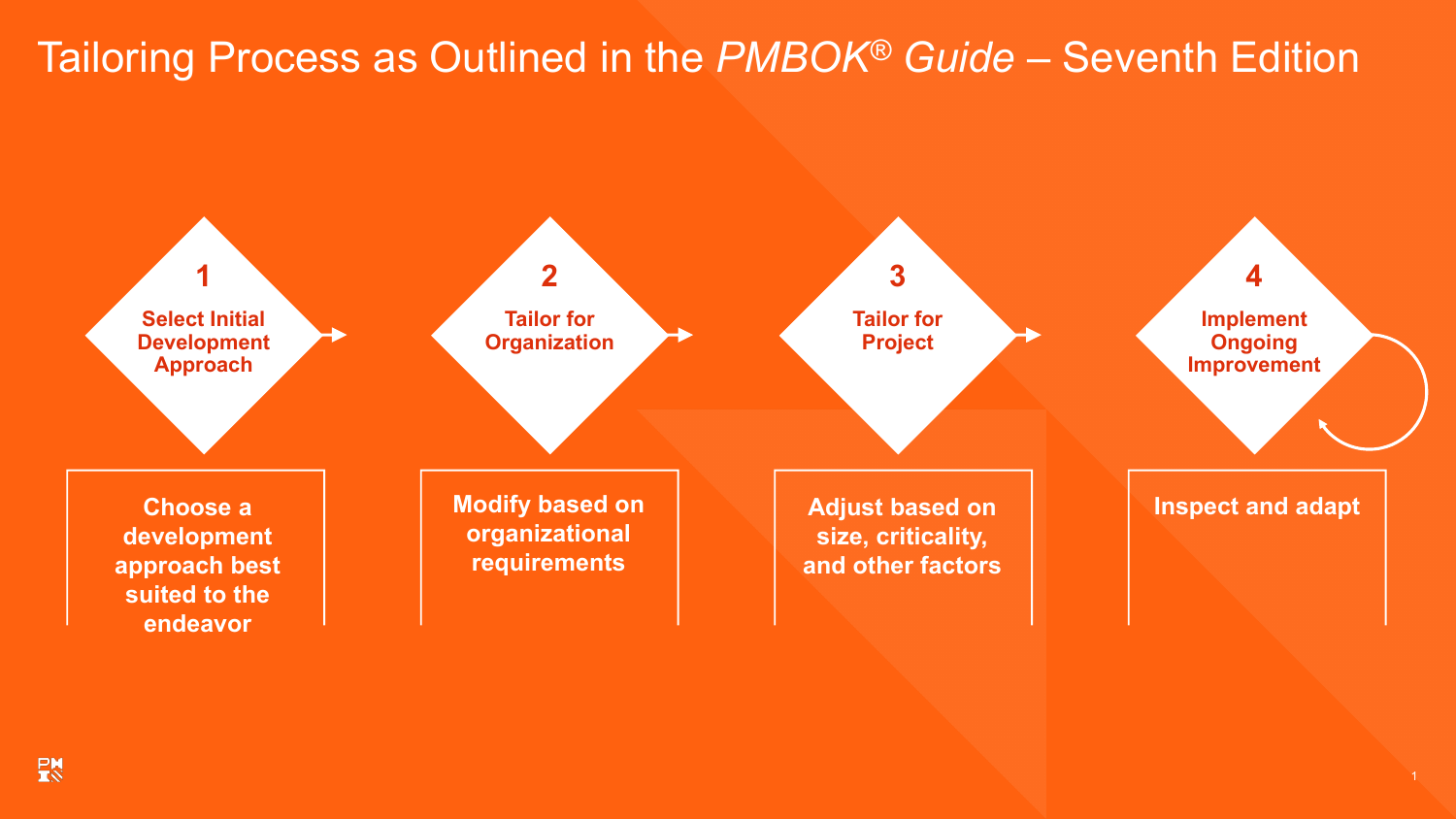# Tailoring Process as Outlined in the *PMBOK® Guide* – Seventh Edition

**1. Select Initial Development Approach**

Choose a development approach best suited to the endeavor

**2. Tailor for Organization**

Modify based on organizational requirements

**3. Tailor for Project**

Adjust based on size, criticality, and other factors

**4. Implement Ongoing Improvement**

Inspect and adapt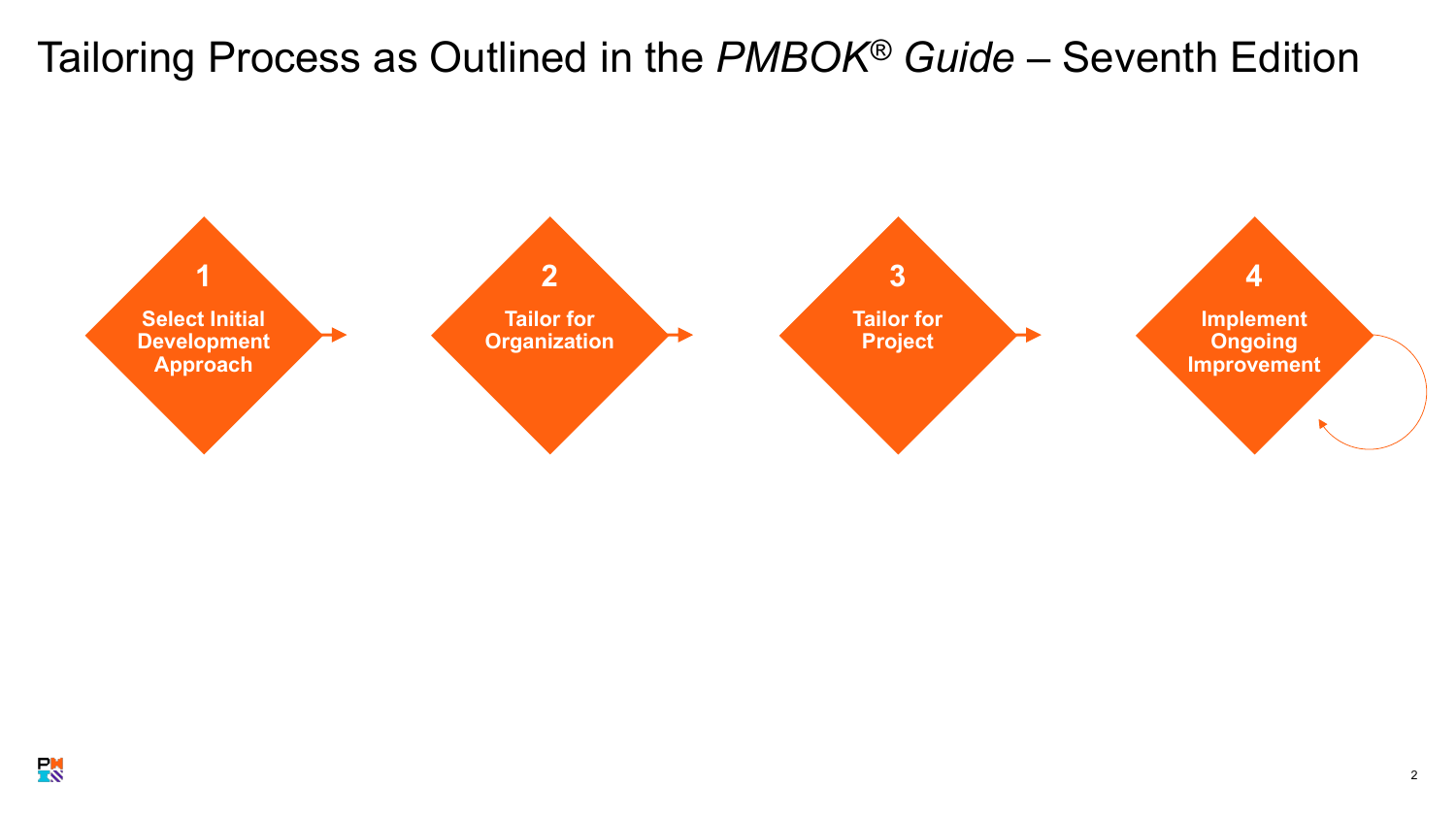# Tailoring Process as Outlined in the *PMBOK® Guide* – Seventh Edition

1. **Select Initial Development Approach**
2. **Tailor for Organization**
3. **Tailor for Project**
4. **Implement Ongoing Improvement**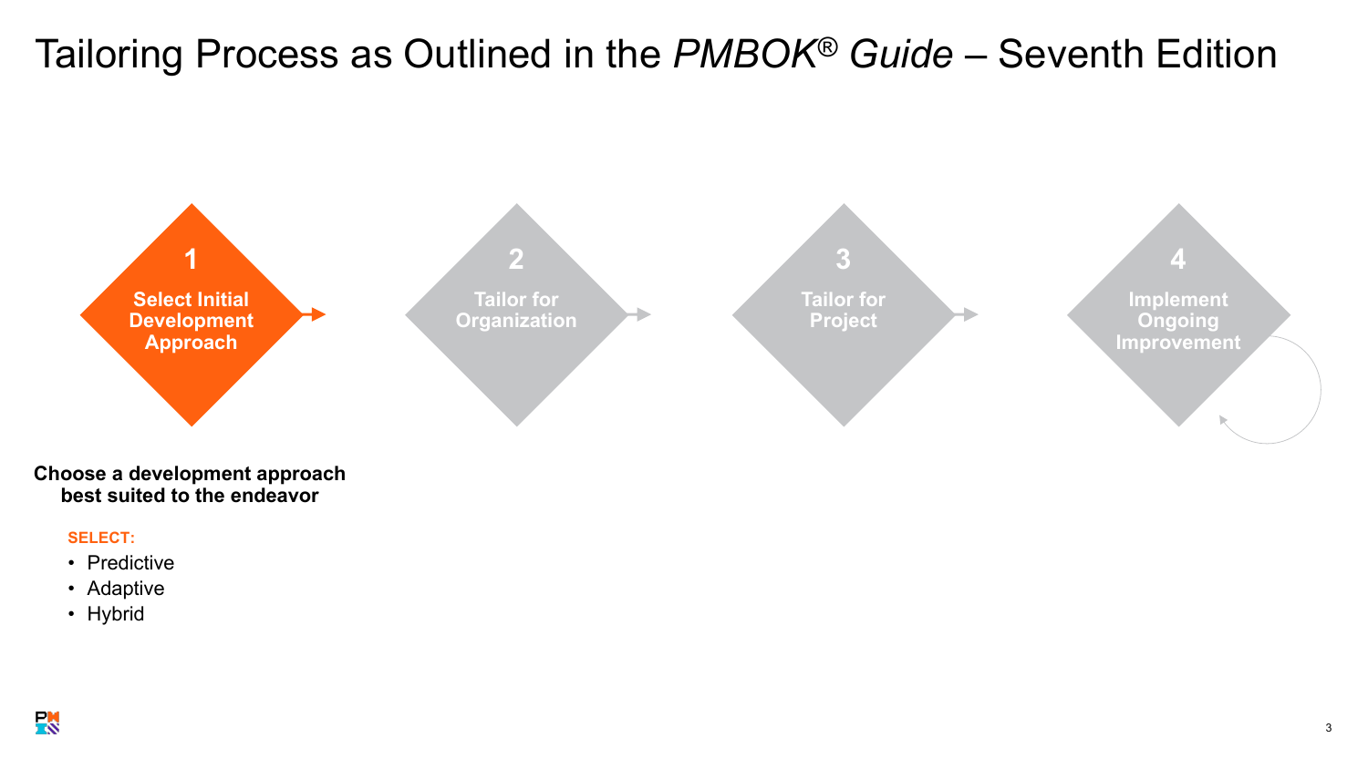# Tailoring Process as Outlined in the *PMBOK® Guide* – Seventh Edition

**1** **Select Initial Development Approach** → **2** Tailor for Organization → **3** Tailor for Project → **4** Implement Ongoing Improvement

**Choose a development approach best suited to the endeavor**

**SELECT:**

- Predictive
- Adaptive
- Hybrid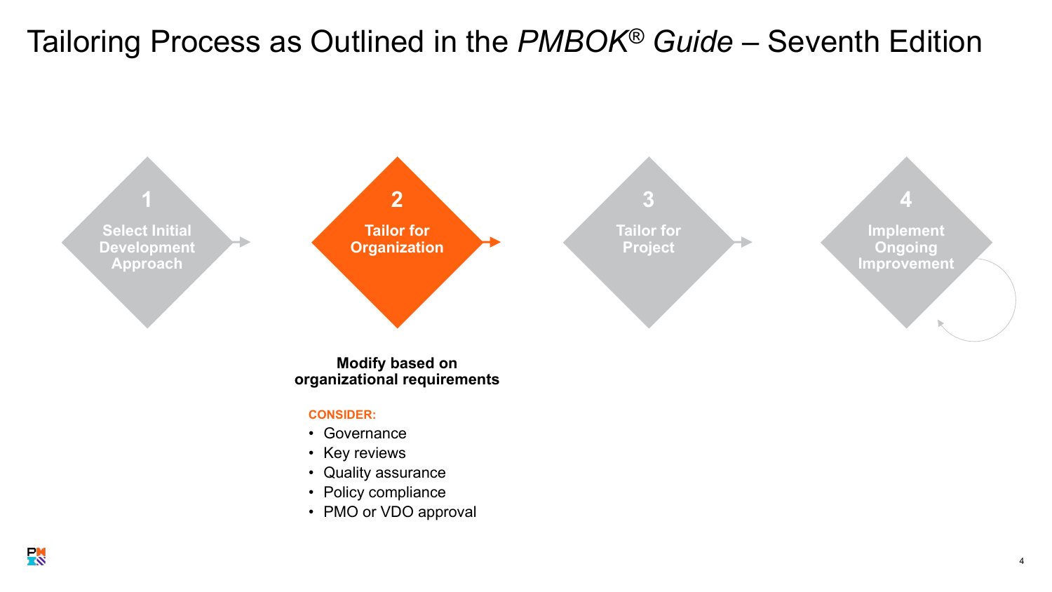# Tailoring Process as Outlined in the *PMBOK® Guide* – Seventh Edition

1. **Select Initial Development Approach**
2. **Tailor for Organization**
3. **Tailor for Project**
4. **Implement Ongoing Improvement**

**Modify based on organizational requirements**

**CONSIDER:**

- Governance
- Key reviews
- Quality assurance
- Policy compliance
- PMO or VDO approval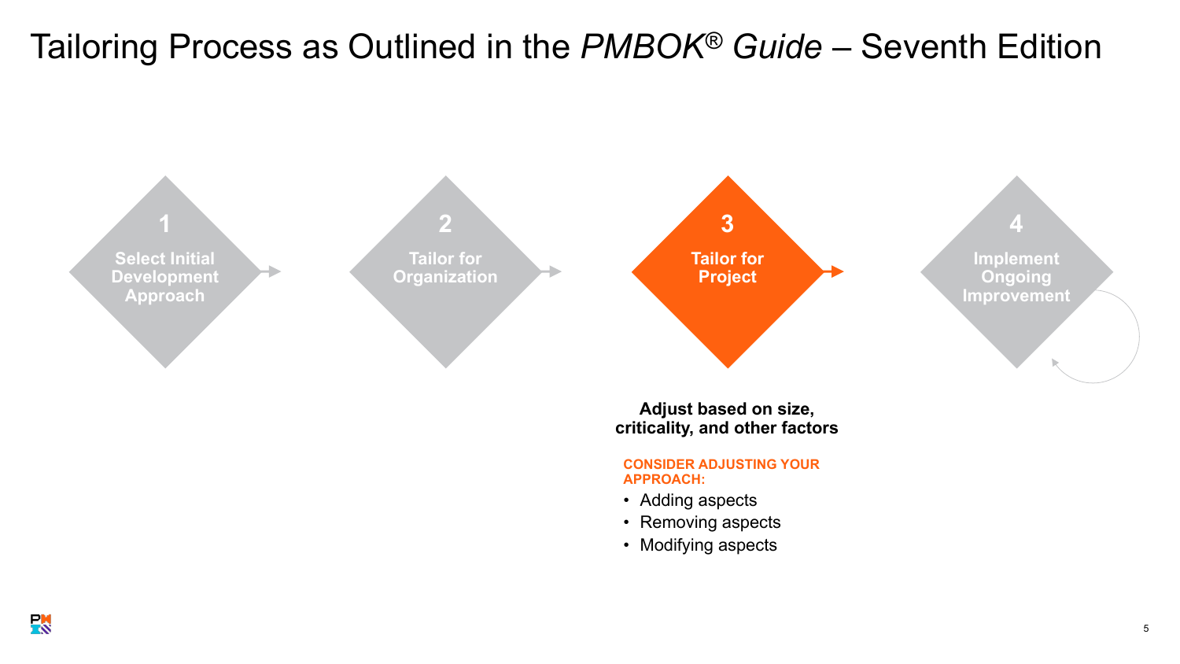# Tailoring Process as Outlined in the *PMBOK® Guide* – Seventh Edition

**1**
**Select Initial Development Approach**

**2**
**Tailor for Organization**

**3**
**Tailor for Project**

**4**
**Implement Ongoing Improvement**

**Adjust based on size, criticality, and other factors**

**CONSIDER ADJUSTING YOUR APPROACH:**

- Adding aspects
- Removing aspects
- Modifying aspects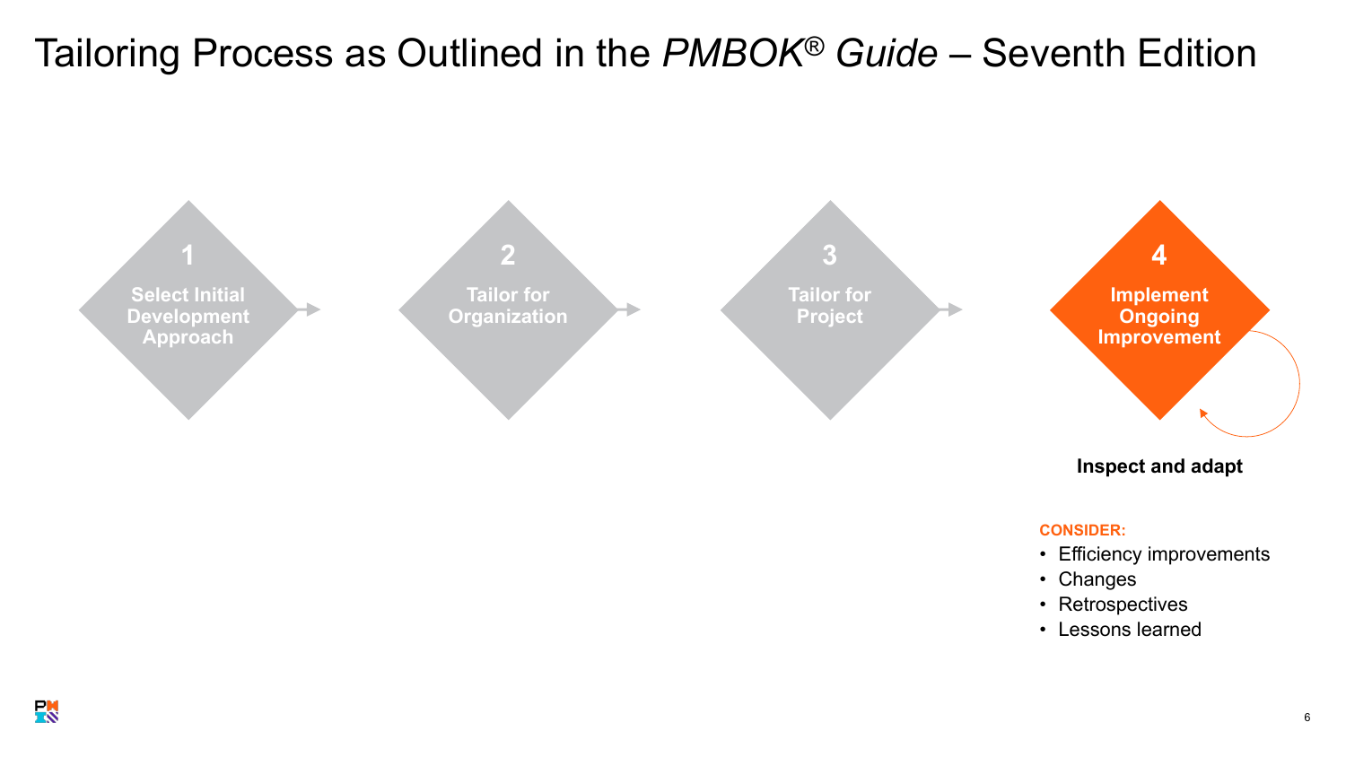# Tailoring Process as Outlined in the *PMBOK® Guide* – Seventh Edition

**1** Select Initial Development Approach

**2** Tailor for Organization

**3** Tailor for Project

**4** Implement Ongoing Improvement

**Inspect and adapt**

**CONSIDER:**

- Efficiency improvements
- Changes
- Retrospectives
- Lessons learned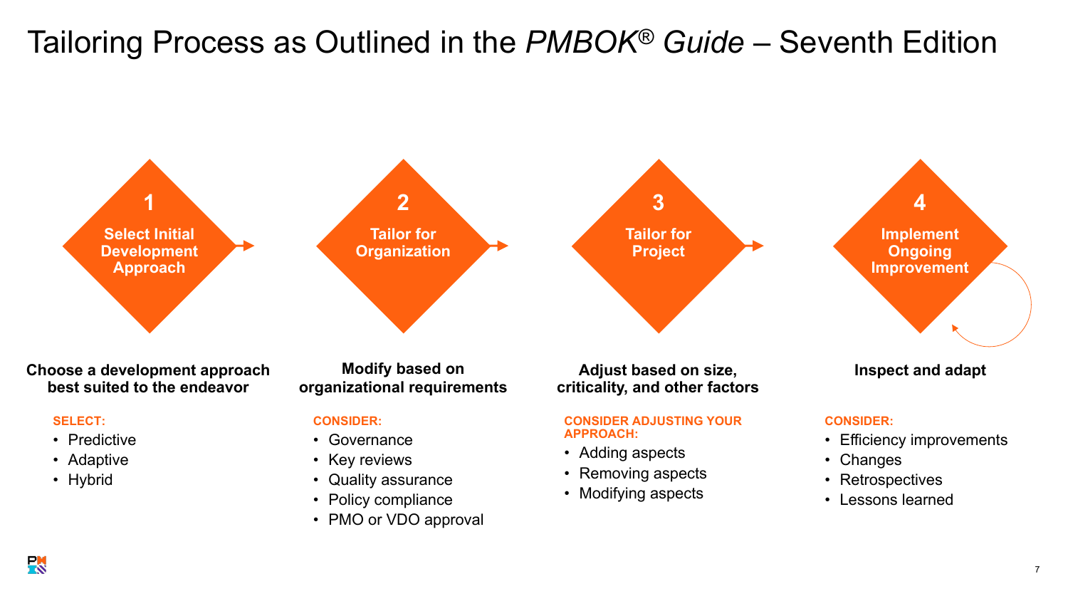# Tailoring Process as Outlined in the *PMBOK® Guide* – Seventh Edition

## 1 Select Initial Development Approach

**Choose a development approach best suited to the endeavor**

SELECT:

- Predictive
- Adaptive
- Hybrid

## 2 Tailor for Organization

**Modify based on organizational requirements**

CONSIDER:

- Governance
- Key reviews
- Quality assurance
- Policy compliance
- PMO or VDO approval

## 3 Tailor for Project

**Adjust based on size, criticality, and other factors**

CONSIDER ADJUSTING YOUR APPROACH:

- Adding aspects
- Removing aspects
- Modifying aspects

## 4 Implement Ongoing Improvement

**Inspect and adapt**

CONSIDER:

- Efficiency improvements
- Changes
- Retrospectives
- Lessons learned